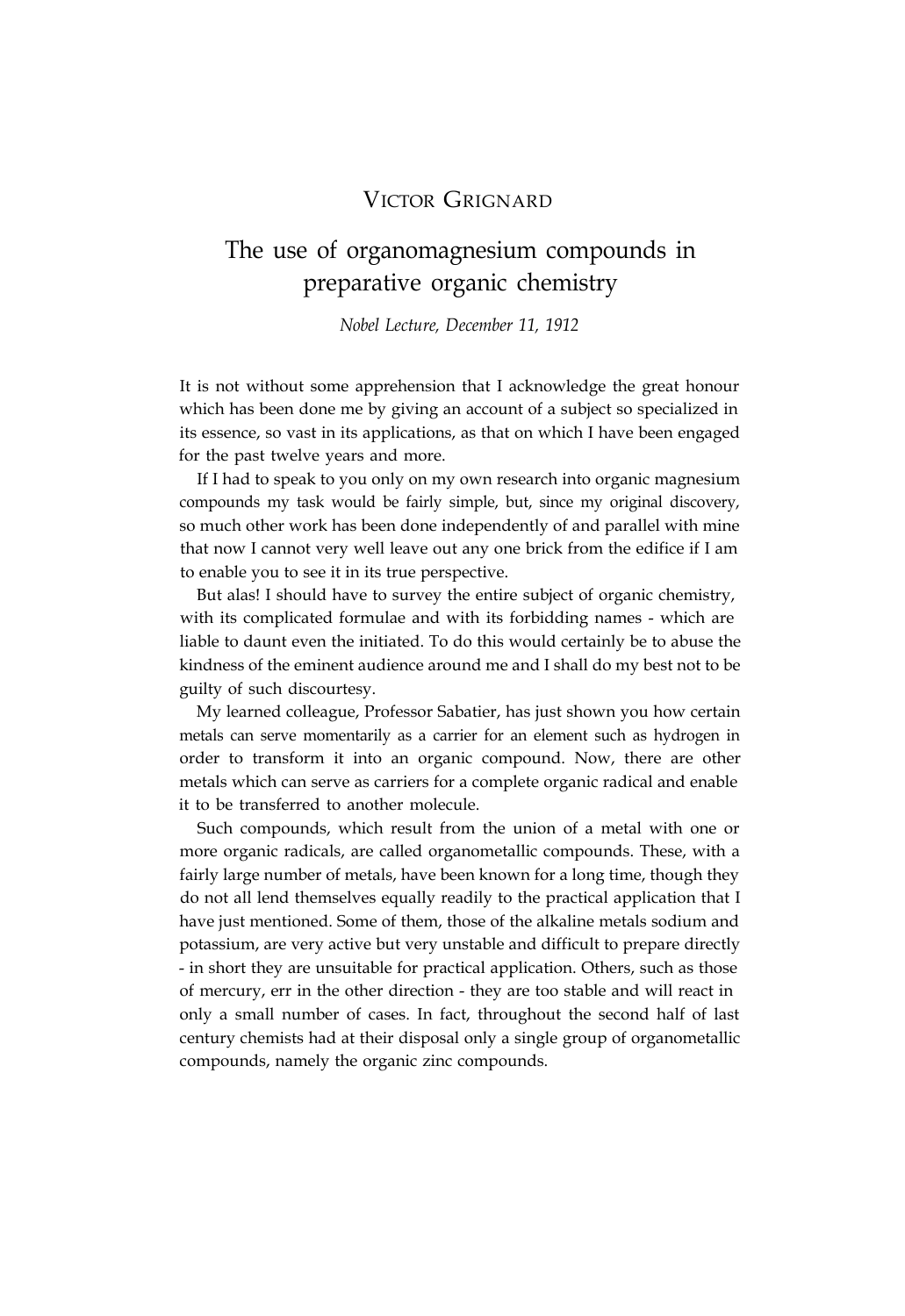VICTOR GRIGNARD

# The use of organomagnesium compounds in preparative organic chemistry

*Nobel Lecture, December 11, 1912*

It is not without some apprehension that I acknowledge the great honour which has been done me by giving an account of a subject so specialized in its essence, so vast in its applications, as that on which I have been engaged for the past twelve years and more.

If I had to speak to you only on my own research into organic magnesium compounds my task would be fairly simple, but, since my original discovery, so much other work has been done independently of and parallel with mine that now I cannot very well leave out any one brick from the edifice if I am to enable you to see it in its true perspective.

But alas! I should have to survey the entire subject of organic chemistry, with its complicated formulae and with its forbidding names - which are liable to daunt even the initiated. To do this would certainly be to abuse the kindness of the eminent audience around me and I shall do my best not to be guilty of such discourtesy.

My learned colleague, Professor Sabatier, has just shown you how certain metals can serve momentarily as a carrier for an element such as hydrogen in order to transform it into an organic compound. Now, there are other metals which can serve as carriers for a complete organic radical and enable it to be transferred to another molecule.

Such compounds, which result from the union of a metal with one or more organic radicals, are called organometallic compounds. These, with a fairly large number of metals, have been known for a long time, though they do not all lend themselves equally readily to the practical application that I have just mentioned. Some of them, those of the alkaline metals sodium and potassium, are very active but very unstable and difficult to prepare directly - in short they are unsuitable for practical application. Others, such as those of mercury, err in the other direction - they are too stable and will react in only a small number of cases. In fact, throughout the second half of last century chemists had at their disposal only a single group of organometallic compounds, namely the organic zinc compounds.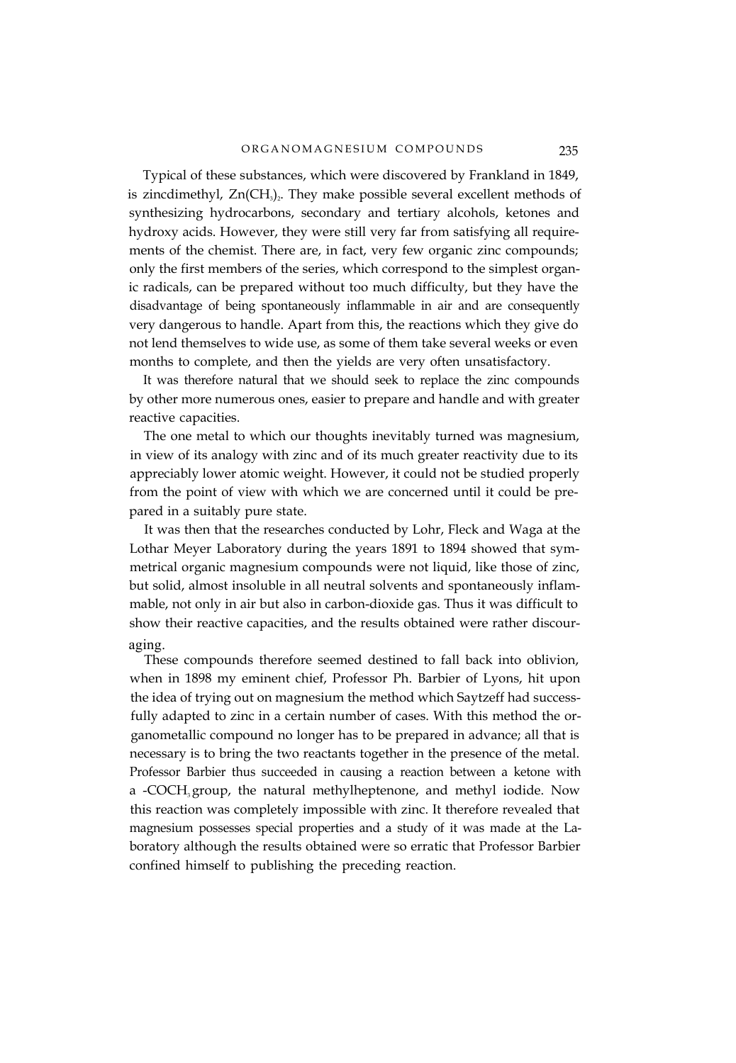Typical of these substances, which were discovered by Frankland in 1849, is zincdimethyl, $Zn(CH_3)_2$. They make possible several excellent methods of synthesizing hydrocarbons, secondary and tertiary alcohols, ketones and hydroxy acids. However, they were still very far from satisfying all requirements of the chemist. There are, in fact, very few organic zinc compounds; only the first members of the series, which correspond to the simplest organic radicals, can be prepared without too much difficulty, but they have the disadvantage of being spontaneously inflammable in air and are consequently very dangerous to handle. Apart from this, the reactions which they give do not lend themselves to wide use, as some of them take several weeks or even months to complete, and then the yields are very often unsatisfactory.

It was therefore natural that we should seek to replace the zinc compounds by other more numerous ones, easier to prepare and handle and with greater reactive capacities.

The one metal to which our thoughts inevitably turned was magnesium, in view of its analogy with zinc and of its much greater reactivity due to its appreciably lower atomic weight. However, it could not be studied properly from the point of view with which we are concerned until it could be prepared in a suitably pure state.

It was then that the researches conducted by Lohr, Fleck and Waga at the Lothar Meyer Laboratory during the years 1891 to 1894 showed that symmetrical organic magnesium compounds were not liquid, like those of zinc, but solid, almost insoluble in all neutral solvents and spontaneously inflammable, not only in air but also in carbon-dioxide gas. Thus it was difficult to show their reactive capacities, and the results obtained were rather discouraging.

These compounds therefore seemed destined to fall back into oblivion, when in 1898 my eminent chief, Professor Ph. Barbier of Lyons, hit upon the idea of trying out on magnesium the method which Saytzeff had successfully adapted to zinc in a certain number of cases. With this method the organometallic compound no longer has to be prepared in advance; all that is necessary is to bring the two reactants together in the presence of the metal. Professor Barbier thus succeeded in causing a reaction between a ketone with a $-COCH_3$ group, the natural methylheptenone, and methyl iodide. Now this reaction was completely impossible with zinc. It therefore revealed that magnesium possesses special properties and a study of it was made at the Laboratory although the results obtained were so erratic that Professor Barbier confined himself to publishing the preceding reaction.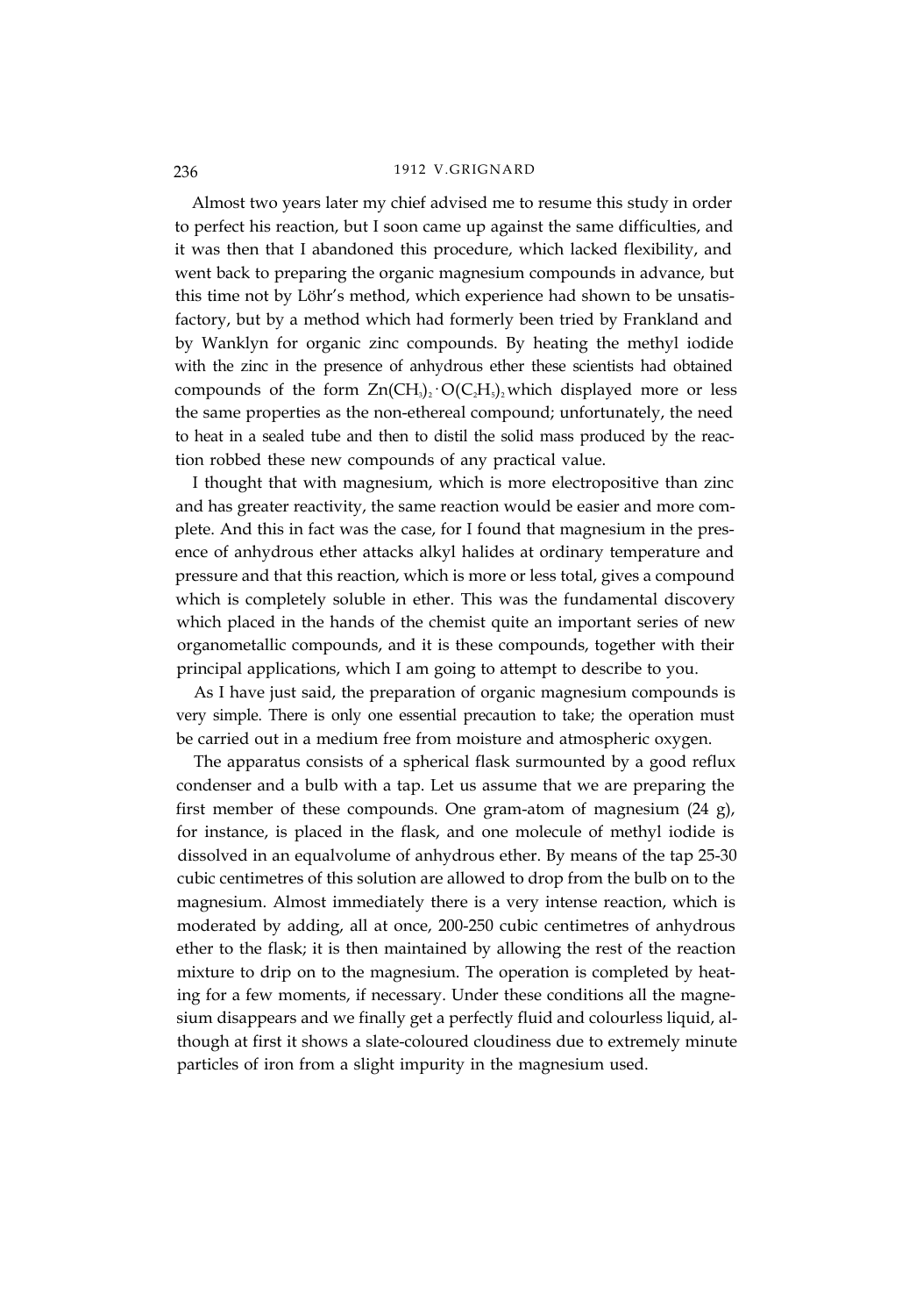Almost two years later my chief advised me to resume this study in order to perfect his reaction, but I soon came up against the same difficulties, and it was then that I abandoned this procedure, which lacked flexibility, and went back to preparing the organic magnesium compounds in advance, but this time not by Löhr's method, which experience had shown to be unsatisfactory, but by a method which had formerly been tried by Frankland and by Wanklyn for organic zinc compounds. By heating the methyl iodide with the zinc in the presence of anhydrous ether these scientists had obtained compounds of the form $Zn(CH_3)_2 \cdot O(C_2H_5)_2$ which displayed more or less the same properties as the non-ethereal compound; unfortunately, the need to heat in a sealed tube and then to distil the solid mass produced by the reaction robbed these new compounds of any practical value.

I thought that with magnesium, which is more electropositive than zinc and has greater reactivity, the same reaction would be easier and more complete. And this in fact was the case, for I found that magnesium in the presence of anhydrous ether attacks alkyl halides at ordinary temperature and pressure and that this reaction, which is more or less total, gives a compound which is completely soluble in ether. This was the fundamental discovery which placed in the hands of the chemist quite an important series of new organometallic compounds, and it is these compounds, together with their principal applications, which I am going to attempt to describe to you.

As I have just said, the preparation of organic magnesium compounds is very simple. There is only one essential precaution to take; the operation must be carried out in a medium free from moisture and atmospheric oxygen.

The apparatus consists of a spherical flask surmounted by a good reflux condenser and a bulb with a tap. Let us assume that we are preparing the first member of these compounds. One gram-atom of magnesium (24 g), for instance, is placed in the flask, and one molecule of methyl iodide is dissolved in an equalvolume of anhydrous ether. By means of the tap 25-30 cubic centimetres of this solution are allowed to drop from the bulb on to the magnesium. Almost immediately there is a very intense reaction, which is moderated by adding, all at once, 200-250 cubic centimetres of anhydrous ether to the flask; it is then maintained by allowing the rest of the reaction mixture to drip on to the magnesium. The operation is completed by heating for a few moments, if necessary. Under these conditions all the magnesium disappears and we finally get a perfectly fluid and colourless liquid, although at first it shows a slate-coloured cloudiness due to extremely minute particles of iron from a slight impurity in the magnesium used.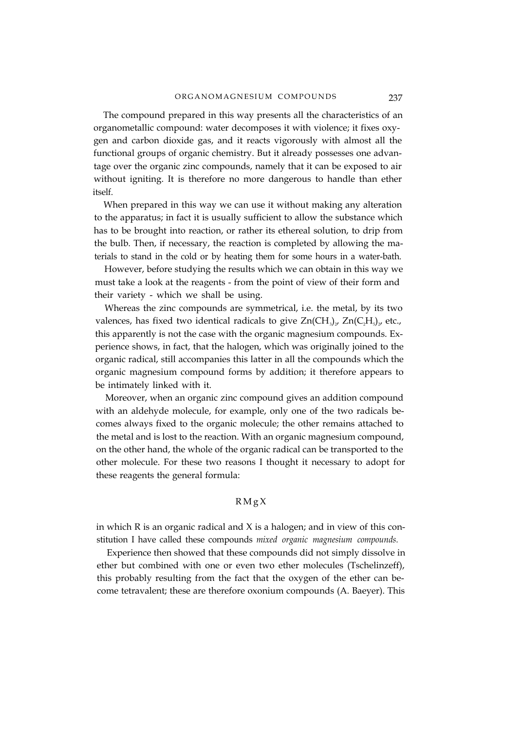The compound prepared in this way presents all the characteristics of an organometallic compound: water decomposes it with violence; it fixes oxygen and carbon dioxide gas, and it reacts vigorously with almost all the functional groups of organic chemistry. But it already possesses one advantage over the organic zinc compounds, namely that it can be exposed to air without igniting. It is therefore no more dangerous to handle than ether itself.

When prepared in this way we can use it without making any alteration to the apparatus; in fact it is usually sufficient to allow the substance which has to be brought into reaction, or rather its ethereal solution, to drip from the bulb. Then, if necessary, the reaction is completed by allowing the materials to stand in the cold or by heating them for some hours in a water-bath.

However, before studying the results which we can obtain in this way we must take a look at the reagents - from the point of view of their form and their variety - which we shall be using.

Whereas the zinc compounds are symmetrical, i.e. the metal, by its two valences, has fixed two identical radicals to give $Zn(CH_3)_2$, $Zn(C_2H_5)_2$, etc., this apparently is not the case with the organic magnesium compounds. Experience shows, in fact, that the halogen, which was originally joined to the organic radical, still accompanies this latter in all the compounds which the organic magnesium compound forms by addition; it therefore appears to be intimately linked with it.

Moreover, when an organic zinc compound gives an addition compound with an aldehyde molecule, for example, only one of the two radicals becomes always fixed to the organic molecule; the other remains attached to the metal and is lost to the reaction. With an organic magnesium compound, on the other hand, the whole of the organic radical can be transported to the other molecule. For these two reasons I thought it necessary to adopt for these reagents the general formula:

$$RMgX$$

in which R is an organic radical and X is a halogen; and in view of this constitution I have called these compounds *mixed organic magnesium compounds.*

Experience then showed that these compounds did not simply dissolve in ether but combined with one or even two ether molecules (Tschelinzeff), this probably resulting from the fact that the oxygen of the ether can become tetravalent; these are therefore oxonium compounds (A. Baeyer). This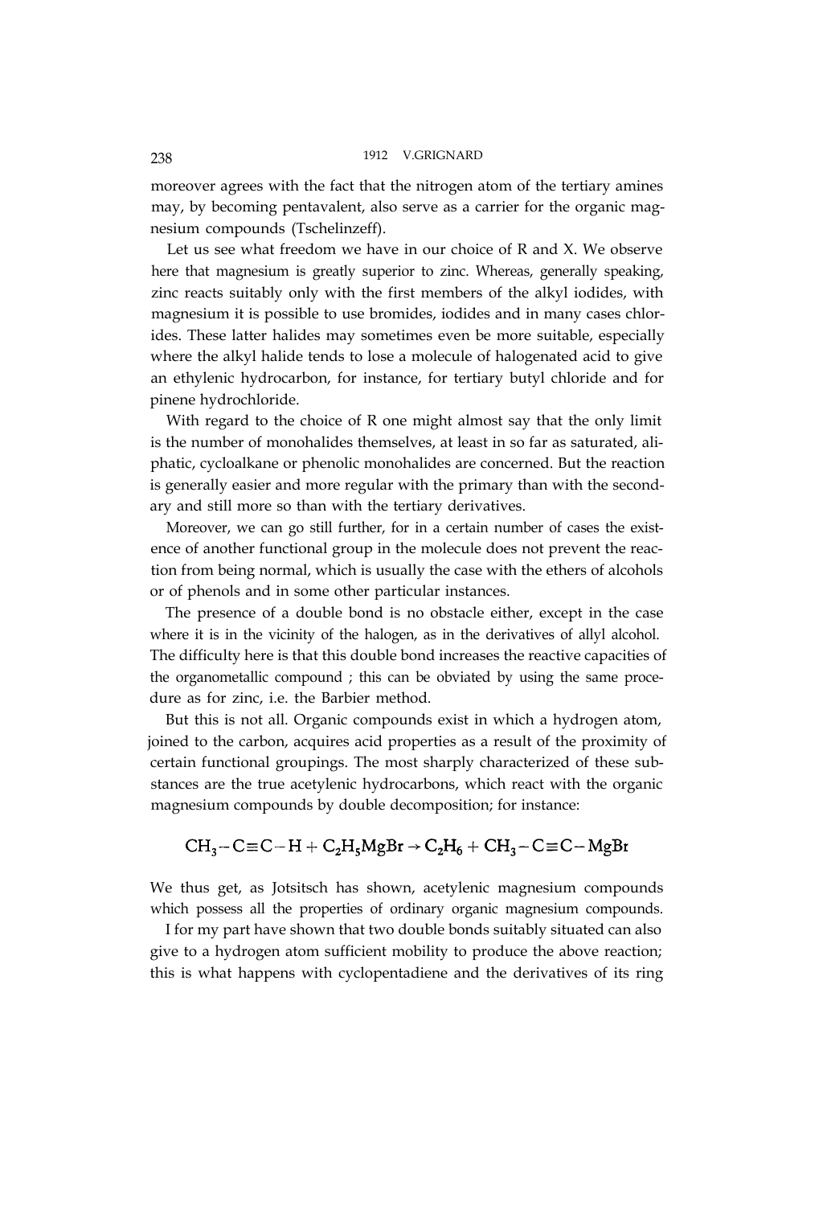moreover agrees with the fact that the nitrogen atom of the tertiary amines may, by becoming pentavalent, also serve as a carrier for the organic magnesium compounds (Tschelinzeff).

Let us see what freedom we have in our choice of R and X. We observe here that magnesium is greatly superior to zinc. Whereas, generally speaking, zinc reacts suitably only with the first members of the alkyl iodides, with magnesium it is possible to use bromides, iodides and in many cases chlorides. These latter halides may sometimes even be more suitable, especially where the alkyl halide tends to lose a molecule of halogenated acid to give an ethylenic hydrocarbon, for instance, for tertiary butyl chloride and for pinene hydrochloride.

With regard to the choice of R one might almost say that the only limit is the number of monohalides themselves, at least in so far as saturated, aliphatic, cycloalkane or phenolic monohalides are concerned. But the reaction is generally easier and more regular with the primary than with the secondary and still more so than with the tertiary derivatives.

Moreover, we can go still further, for in a certain number of cases the existence of another functional group in the molecule does not prevent the reaction from being normal, which is usually the case with the ethers of alcohols or of phenols and in some other particular instances.

The presence of a double bond is no obstacle either, except in the case where it is in the vicinity of the halogen, as in the derivatives of allyl alcohol. The difficulty here is that this double bond increases the reactive capacities of the organometallic compound ; this can be obviated by using the same procedure as for zinc, i.e. the Barbier method.

But this is not all. Organic compounds exist in which a hydrogen atom, joined to the carbon, acquires acid properties as a result of the proximity of certain functional groupings. The most sharply characterized of these substances are the true acetylenic hydrocarbons, which react with the organic magnesium compounds by double decomposition; for instance:

$$CH_3-C\equiv C-H + C_2H_5MgBr \rightarrow C_2H_6 + CH_3-C\equiv C-MgBr$$

We thus get, as Jotsitsch has shown, acetylenic magnesium compounds which possess all the properties of ordinary organic magnesium compounds.

I for my part have shown that two double bonds suitably situated can also give to a hydrogen atom sufficient mobility to produce the above reaction; this is what happens with cyclopentadiene and the derivatives of its ring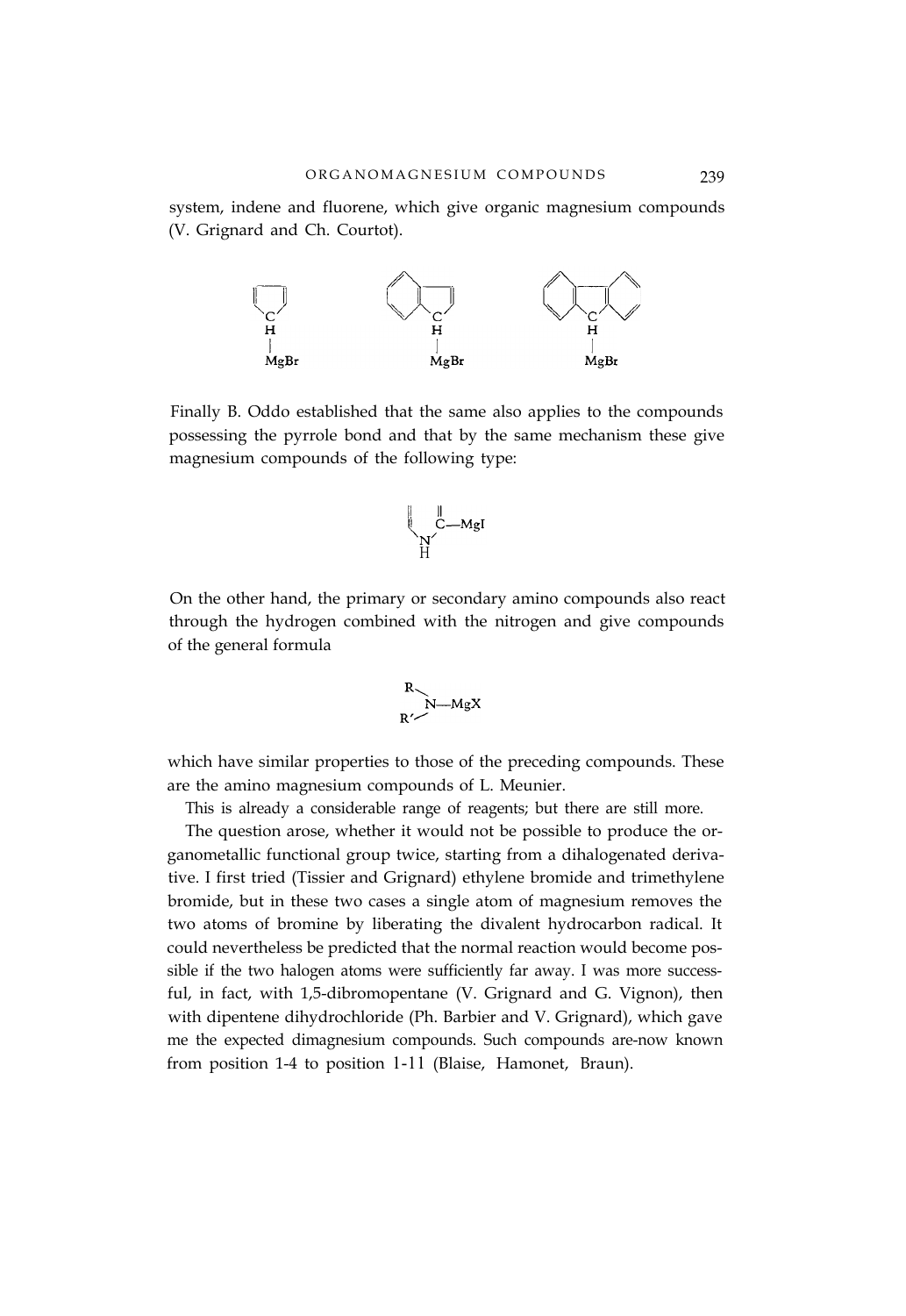system, indene and fluorene, which give organic magnesium compounds (V. Grignard and Ch. Courtot).

Finally B. Oddo established that the same also applies to the compounds possessing the pyrrole bond and that by the same mechanism these give magnesium compounds of the following type:

On the other hand, the primary or secondary amino compounds also react through the hydrogen combined with the nitrogen and give compounds of the general formula

which have similar properties to those of the preceding compounds. These are the amino magnesium compounds of L. Meunier.

This is already a considerable range of reagents; but there are still more.

The question arose, whether it would not be possible to produce the organometallic functional group twice, starting from a dihalogenated derivative. I first tried (Tissier and Grignard) ethylene bromide and trimethylene bromide, but in these two cases a single atom of magnesium removes the two atoms of bromine by liberating the divalent hydrocarbon radical. It could nevertheless be predicted that the normal reaction would become possible if the two halogen atoms were sufficiently far away. I was more successful, in fact, with 1,5-dibromopentane (V. Grignard and G. Vignon), then with dipentene dihydrochloride (Ph. Barbier and V. Grignard), which gave me the expected dimagnesium compounds. Such compounds are-now known from position 1-4 to position 1-11 (Blaise, Hamonet, Braun).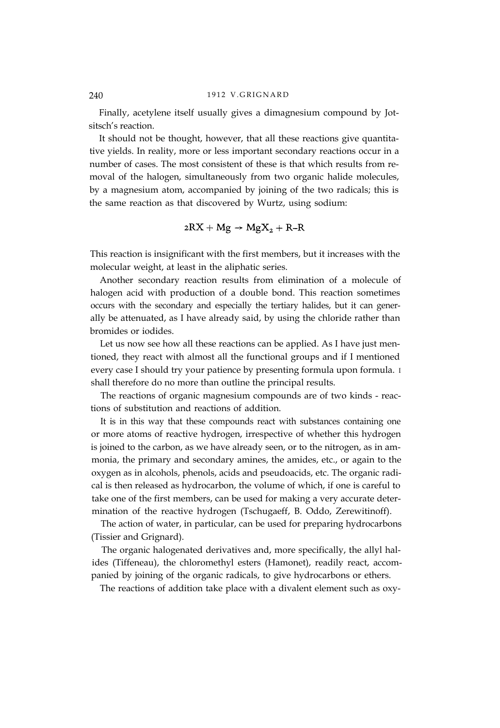Finally, acetylene itself usually gives a dimagnesium compound by Jotsitsch's reaction.

It should not be thought, however, that all these reactions give quantitative yields. In reality, more or less important secondary reactions occur in a number of cases. The most consistent of these is that which results from removal of the halogen, simultaneously from two organic halide molecules, by a magnesium atom, accompanied by joining of the two radicals; this is the same reaction as that discovered by Wurtz, using sodium:

$$2RX + Mg \rightarrow MgX_2 + R\text{-}R$$

This reaction is insignificant with the first members, but it increases with the molecular weight, at least in the aliphatic series.

Another secondary reaction results from elimination of a molecule of halogen acid with production of a double bond. This reaction sometimes occurs with the secondary and especially the tertiary halides, but it can generally be attenuated, as I have already said, by using the chloride rather than bromides or iodides.

Let us now see how all these reactions can be applied. As I have just mentioned, they react with almost all the functional groups and if I mentioned every case I should try your patience by presenting formula upon formula. I shall therefore do no more than outline the principal results.

The reactions of organic magnesium compounds are of two kinds - reactions of substitution and reactions of addition.

It is in this way that these compounds react with substances containing one or more atoms of reactive hydrogen, irrespective of whether this hydrogen is joined to the carbon, as we have already seen, or to the nitrogen, as in ammonia, the primary and secondary amines, the amides, etc., or again to the oxygen as in alcohols, phenols, acids and pseudoacids, etc. The organic radical is then released as hydrocarbon, the volume of which, if one is careful to take one of the first members, can be used for making a very accurate determination of the reactive hydrogen (Tschugaeff, B. Oddo, Zerewitinoff).

The action of water, in particular, can be used for preparing hydrocarbons (Tissier and Grignard).

The organic halogenated derivatives and, more specifically, the allyl halides (Tiffeneau), the chloromethyl esters (Hamonet), readily react, accompanied by joining of the organic radicals, to give hydrocarbons or ethers.

The reactions of addition take place with a divalent element such as oxy-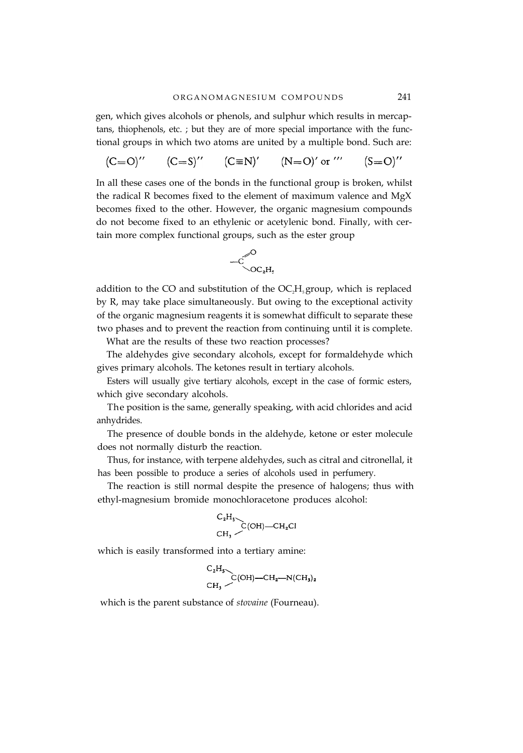gen, which gives alcohols or phenols, and sulphur which results in mercaptans, thiophenols, etc. ; but they are of more special importance with the functional groups in which two atoms are united by a multiple bond. Such are:

$$(C{=}O)'' \qquad (C{=}S)'' \qquad (C{\equiv}N)' \qquad (N{=}O)' \text{ or } ''' \qquad (S{=}O)''$$

In all these cases one of the bonds in the functional group is broken, whilst the radical R becomes fixed to the element of maximum valence and MgX becomes fixed to the other. However, the organic magnesium compounds do not become fixed to an ethylenic or acetylenic bond. Finally, with certain more complex functional groups, such as the ester group

$$-C\begin{matrix}\nearrow O \\ \searrow OC_2H_5\end{matrix}$$

addition to the CO and substitution of the $OC_2H_5$ group, which is replaced by R, may take place simultaneously. But owing to the exceptional activity of the organic magnesium reagents it is somewhat difficult to separate these two phases and to prevent the reaction from continuing until it is complete.

What are the results of these two reaction processes?

The aldehydes give secondary alcohols, except for formaldehyde which gives primary alcohols. The ketones result in tertiary alcohols.

Esters will usually give tertiary alcohols, except in the case of formic esters, which give secondary alcohols.

The position is the same, generally speaking, with acid chlorides and acid anhydrides.

The presence of double bonds in the aldehyde, ketone or ester molecule does not normally disturb the reaction.

Thus, for instance, with terpene aldehydes, such as citral and citronellal, it has been possible to produce a series of alcohols used in perfumery.

The reaction is still normal despite the presence of halogens; thus with ethyl-magnesium bromide monochloracetone produces alcohol:

$$\begin{matrix}C_2H_5\searrow \\ CH_3\nearrow\end{matrix}C(OH)-CH_2Cl$$

which is easily transformed into a tertiary amine:

$$\begin{matrix}C_2H_5\searrow \\ CH_3\nearrow\end{matrix}C(OH)-CH_2-N(CH_3)_2$$

which is the parent substance of *stovaine* (Fourneau).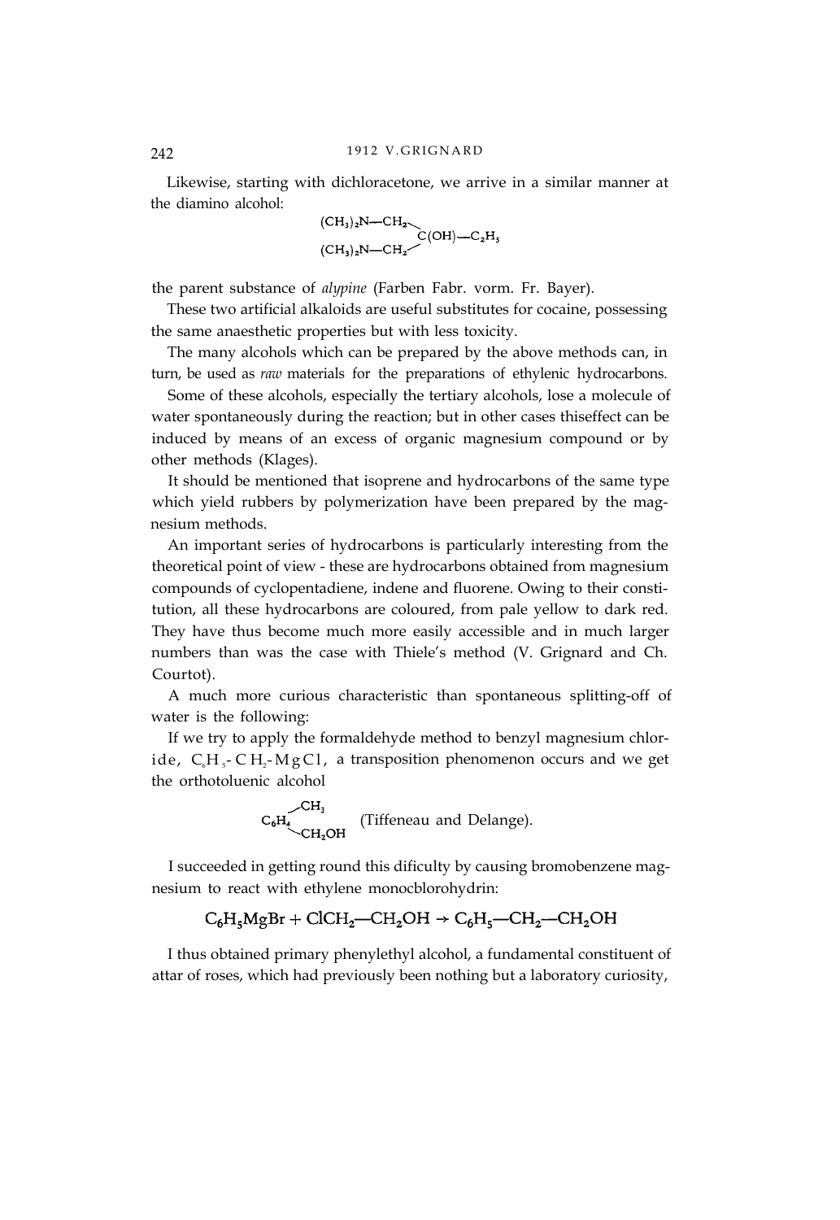Likewise, starting with dichloracetone, we arrive in a similar manner at the diamino alcohol:

$$\begin{matrix} (CH_3)_2N{-}CH_2 \\ (CH_3)_2N{-}CH_2 \end{matrix} \Big\rangle C(OH){-}C_2H_5$$

the parent substance of *alypine* (Farben Fabr. vorm. Fr. Bayer).

These two artificial alkaloids are useful substitutes for cocaine, possessing the same anaesthetic properties but with less toxicity.

The many alcohols which can be prepared by the above methods can, in turn, be used as *raw* materials for the preparations of ethylenic hydrocarbons.

Some of these alcohols, especially the tertiary alcohols, lose a molecule of water spontaneously during the reaction; but in other cases thiseffect can be induced by means of an excess of organic magnesium compound or by other methods (Klages).

It should be mentioned that isoprene and hydrocarbons of the same type which yield rubbers by polymerization have been prepared by the magnesium methods.

An important series of hydrocarbons is particularly interesting from the theoretical point of view - these are hydrocarbons obtained from magnesium compounds of cyclopentadiene, indene and fluorene. Owing to their constitution, all these hydrocarbons are coloured, from pale yellow to dark red. They have thus become much more easily accessible and in much larger numbers than was the case with Thiele's method (V. Grignard and Ch. Courtot).

A much more curious characteristic than spontaneous splitting-off of water is the following:

If we try to apply the formaldehyde method to benzyl magnesium chloride, $C_6H_5{-}CH_2{-}MgCl$, a transposition phenomenon occurs and we get the orthotoluenic alcohol

$$C_6H_4\Big\langle \begin{matrix} CH_3 \\ CH_2OH \end{matrix}$$ (Tiffeneau and Delange).

I succeeded in getting round this dificulty by causing bromobenzene magnesium to react with ethylene monocblorohydrin:

$$C_6H_5MgBr + ClCH_2{-}CH_2OH \rightarrow C_6H_5{-}CH_2{-}CH_2OH$$

I thus obtained primary phenylethyl alcohol, a fundamental constituent of attar of roses, which had previously been nothing but a laboratory curiosity,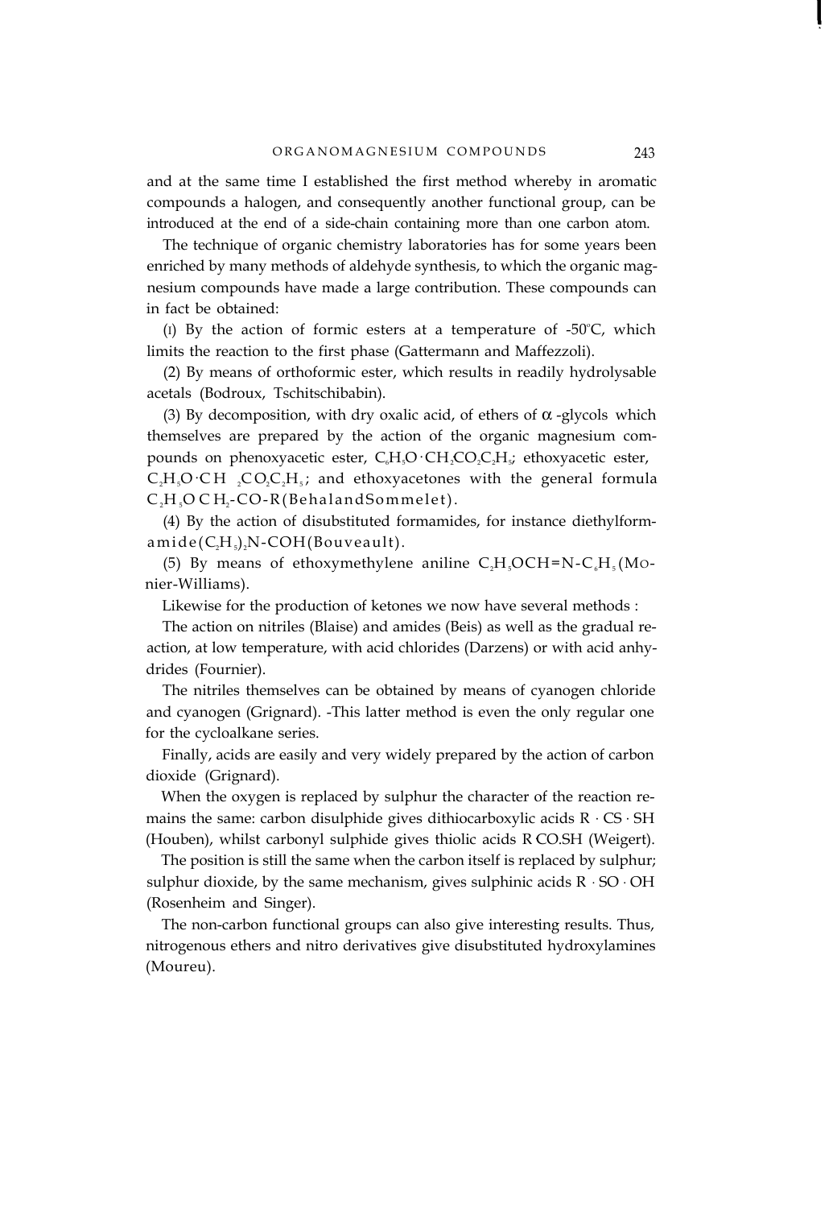and at the same time I established the first method whereby in aromatic compounds a halogen, and consequently another functional group, can be introduced at the end of a side-chain containing more than one carbon atom.

The technique of organic chemistry laboratories has for some years been enriched by many methods of aldehyde synthesis, to which the organic magnesium compounds have made a large contribution. These compounds can in fact be obtained:

(1) By the action of formic esters at a temperature of -50°C, which limits the reaction to the first phase (Gattermann and Maffezzoli).

(2) By means of orthoformic ester, which results in readily hydrolysable acetals (Bodroux, Tschitschibabin).

(3) By decomposition, with dry oxalic acid, of ethers of $\alpha$-glycols which themselves are prepared by the action of the organic magnesium compounds on phenoxyacetic ester, $C_6H_5O \cdot CH_2CO_2C_2H_5$; ethoxyacetic ester, $C_2H_5O \cdot CH_2CO_2C_2H_5$; and ethoxyacetones with the general formula $C_2H_5OCH_2$-CO-R (Behal and Sommelet).

(4) By the action of disubstituted formamides, for instance diethylformamide $(C_2H_5)_2N$-COH (Bouveault).

(5) By means of ethoxymethylene aniline $C_2H_5OCH{=}N{-}C_6H_5$ (Monier-Williams).

Likewise for the production of ketones we now have several methods :

The action on nitriles (Blaise) and amides (Beis) as well as the gradual reaction, at low temperature, with acid chlorides (Darzens) or with acid anhydrides (Fournier).

The nitriles themselves can be obtained by means of cyanogen chloride and cyanogen (Grignard). -This latter method is even the only regular one for the cycloalkane series.

Finally, acids are easily and very widely prepared by the action of carbon dioxide (Grignard).

When the oxygen is replaced by sulphur the character of the reaction remains the same: carbon disulphide gives dithiocarboxylic acids R · CS · SH (Houben), whilst carbonyl sulphide gives thiolic acids R CO.SH (Weigert).

The position is still the same when the carbon itself is replaced by sulphur; sulphur dioxide, by the same mechanism, gives sulphinic acids R · SO · OH (Rosenheim and Singer).

The non-carbon functional groups can also give interesting results. Thus, nitrogenous ethers and nitro derivatives give disubstituted hydroxylamines (Moureu).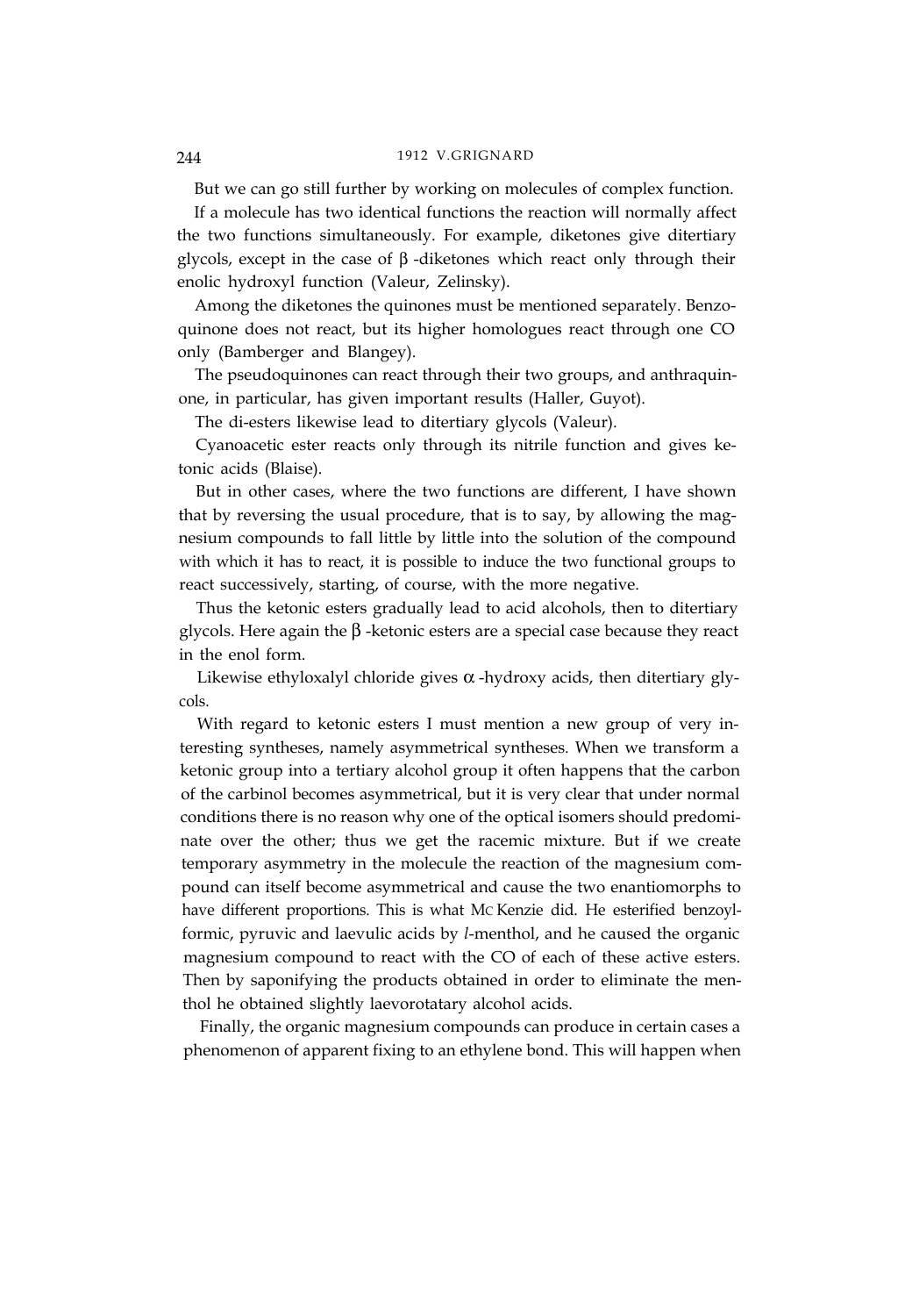But we can go still further by working on molecules of complex function.

If a molecule has two identical functions the reaction will normally affect the two functions simultaneously. For example, diketones give ditertiary glycols, except in the case of β-diketones which react only through their enolic hydroxyl function (Valeur, Zelinsky).

Among the diketones the quinones must be mentioned separately. Benzoquinone does not react, but its higher homologues react through one CO only (Bamberger and Blangey).

The pseudoquinones can react through their two groups, and anthraquinone, in particular, has given important results (Haller, Guyot).

The di-esters likewise lead to ditertiary glycols (Valeur).

Cyanoacetic ester reacts only through its nitrile function and gives ketonic acids (Blaise).

But in other cases, where the two functions are different, I have shown that by reversing the usual procedure, that is to say, by allowing the magnesium compounds to fall little by little into the solution of the compound with which it has to react, it is possible to induce the two functional groups to react successively, starting, of course, with the more negative.

Thus the ketonic esters gradually lead to acid alcohols, then to ditertiary glycols. Here again the β-ketonic esters are a special case because they react in the enol form.

Likewise ethyloxalyl chloride gives α-hydroxy acids, then ditertiary glycols.

With regard to ketonic esters I must mention a new group of very interesting syntheses, namely asymmetrical syntheses. When we transform a ketonic group into a tertiary alcohol group it often happens that the carbon of the carbinol becomes asymmetrical, but it is very clear that under normal conditions there is no reason why one of the optical isomers should predominate over the other; thus we get the racemic mixture. But if we create temporary asymmetry in the molecule the reaction of the magnesium compound can itself become asymmetrical and cause the two enantiomorphs to have different proportions. This is what McKenzie did. He esterified benzoylformic, pyruvic and laevulic acids by *l*-menthol, and he caused the organic magnesium compound to react with the CO of each of these active esters. Then by saponifying the products obtained in order to eliminate the menthol he obtained slightly laevorotatary alcohol acids.

Finally, the organic magnesium compounds can produce in certain cases a phenomenon of apparent fixing to an ethylene bond. This will happen when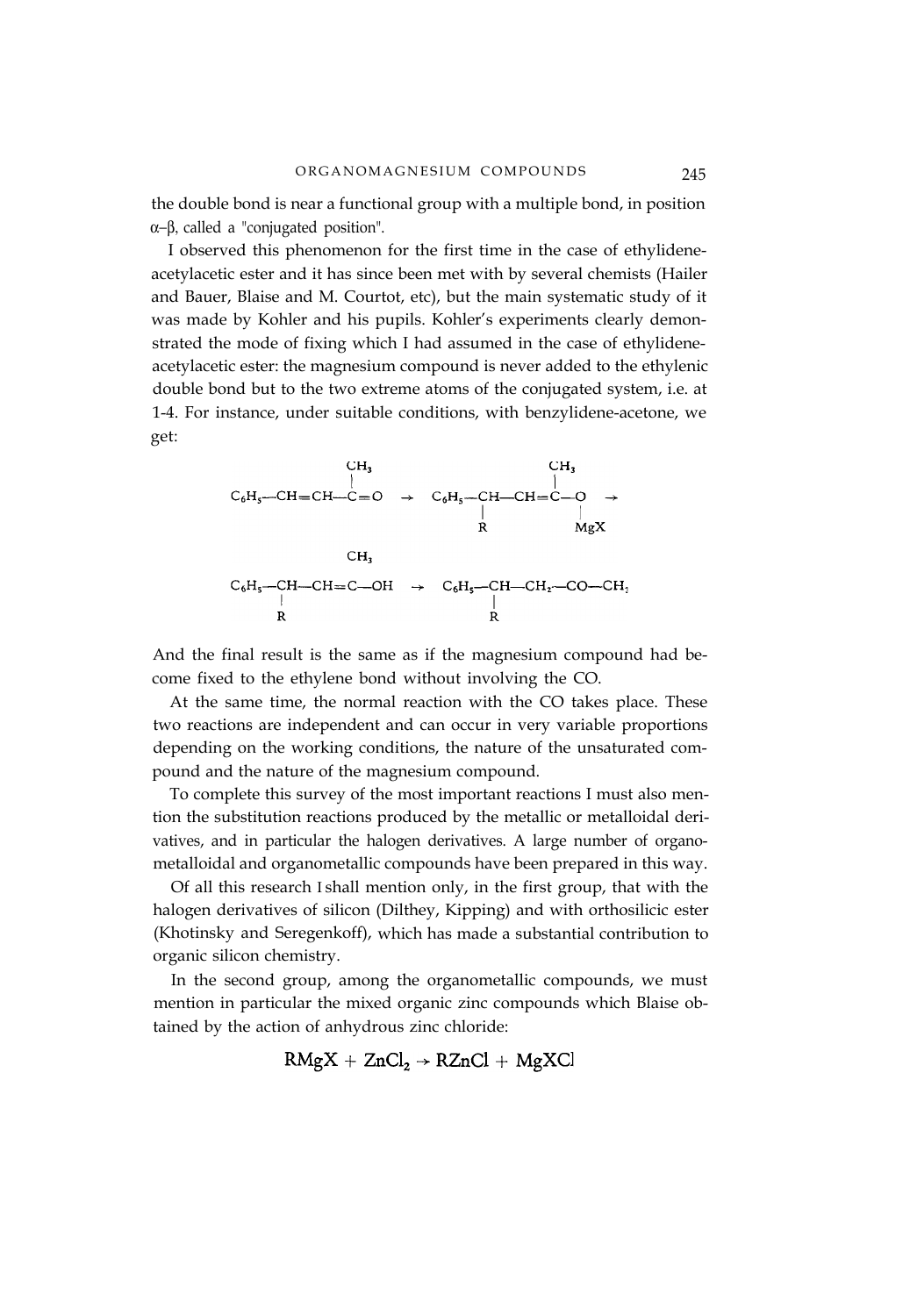the double bond is near a functional group with a multiple bond, in position α–β, called a "conjugated position".

I observed this phenomenon for the first time in the case of ethylidene-acetylacetic ester and it has since been met with by several chemists (Hailer and Bauer, Blaise and M. Courtot, etc), but the main systematic study of it was made by Kohler and his pupils. Kohler's experiments clearly demonstrated the mode of fixing which I had assumed in the case of ethylidene-acetylacetic ester: the magnesium compound is never added to the ethylenic double bond but to the two extreme atoms of the conjugated system, i.e. at 1-4. For instance, under suitable conditions, with benzylidene-acetone, we get:

$$C_6H_5{-}CH{=}CH{-}\overset{\overset{\displaystyle CH_3}{|}}{C}{=}O \rightarrow C_6H_5{-}\underset{\underset{\displaystyle R}{|}}{CH}{-}CH{=}\overset{\overset{\displaystyle CH_3}{|}}{C}{-}\underset{\underset{\displaystyle MgX}{|}}{O} \rightarrow$$

$$C_6H_5{-}\underset{\underset{\displaystyle R}{|}}{CH}{-}CH{=}\overset{\displaystyle CH_3}{C}{-}OH \rightarrow C_6H_5{-}\underset{\underset{\displaystyle R}{|}}{CH}{-}CH_2{-}CO{-}CH_3$$

And the final result is the same as if the magnesium compound had become fixed to the ethylene bond without involving the CO.

At the same time, the normal reaction with the CO takes place. These two reactions are independent and can occur in very variable proportions depending on the working conditions, the nature of the unsaturated compound and the nature of the magnesium compound.

To complete this survey of the most important reactions I must also mention the substitution reactions produced by the metallic or metalloidal derivatives, and in particular the halogen derivatives. A large number of organometalloidal and organometallic compounds have been prepared in this way.

Of all this research I shall mention only, in the first group, that with the halogen derivatives of silicon (Dilthey, Kipping) and with orthosilicic ester (Khotinsky and Seregenkoff), which has made a substantial contribution to organic silicon chemistry.

In the second group, among the organometallic compounds, we must mention in particular the mixed organic zinc compounds which Blaise obtained by the action of anhydrous zinc chloride:

$$RMgX + ZnCl_2 \rightarrow RZnCl + MgXCl$$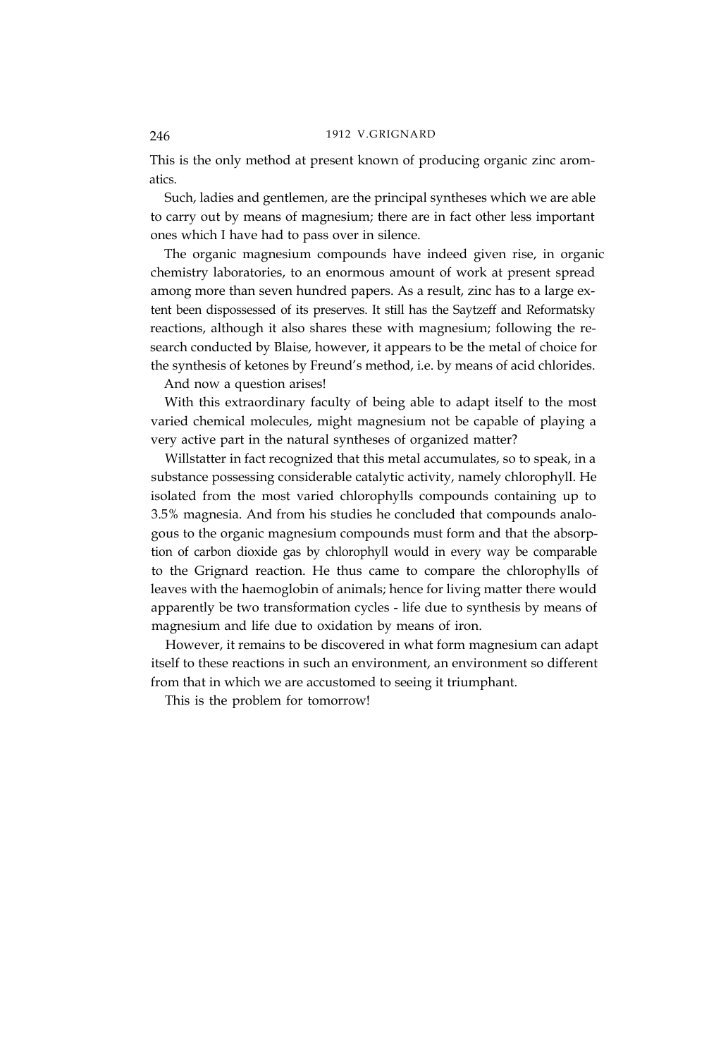This is the only method at present known of producing organic zinc aromatics.

Such, ladies and gentlemen, are the principal syntheses which we are able to carry out by means of magnesium; there are in fact other less important ones which I have had to pass over in silence.

The organic magnesium compounds have indeed given rise, in organic chemistry laboratories, to an enormous amount of work at present spread among more than seven hundred papers. As a result, zinc has to a large extent been dispossessed of its preserves. It still has the Saytzeff and Reformatsky reactions, although it also shares these with magnesium; following the research conducted by Blaise, however, it appears to be the metal of choice for the synthesis of ketones by Freund's method, i.e. by means of acid chlorides.

And now a question arises!

With this extraordinary faculty of being able to adapt itself to the most varied chemical molecules, might magnesium not be capable of playing a very active part in the natural syntheses of organized matter?

Willstatter in fact recognized that this metal accumulates, so to speak, in a substance possessing considerable catalytic activity, namely chlorophyll. He isolated from the most varied chlorophylls compounds containing up to 3.5% magnesia. And from his studies he concluded that compounds analogous to the organic magnesium compounds must form and that the absorption of carbon dioxide gas by chlorophyll would in every way be comparable to the Grignard reaction. He thus came to compare the chlorophylls of leaves with the haemoglobin of animals; hence for living matter there would apparently be two transformation cycles - life due to synthesis by means of magnesium and life due to oxidation by means of iron.

However, it remains to be discovered in what form magnesium can adapt itself to these reactions in such an environment, an environment so different from that in which we are accustomed to seeing it triumphant.

This is the problem for tomorrow!